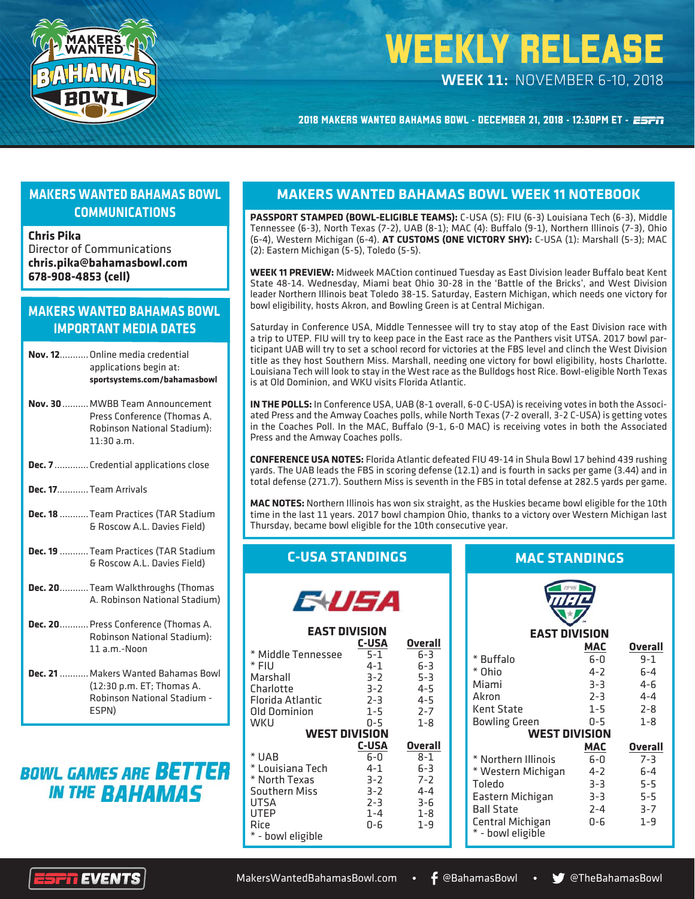# WEEKLY RELEASE

**WEEK 11:** NOVEMBER 6-10, 2018

**2018 MAKERS WANTED BAHAMAS BOWL - DECEMBER 21, 2018 - 12:30PM ET - ESPN**

## MAKERS WANTED BAHAMAS BOWL COMMUNICATIONS

**Chris Pika**
Director of Communications
**chris.pika@bahamasbowl.com**
**678-908-4853 (cell)**

## MAKERS WANTED BAHAMAS BOWL IMPORTANT MEDIA DATES

**Nov. 12**........... Online media credential applications begin at: **sportsystems.com/bahamasbowl**

**Nov. 30**.......... MWBB Team Announcement Press Conference (Thomas A. Robinson National Stadium): 11:30 a.m.

**Dec. 7**............. Credential applications close

**Dec. 17**............ Team Arrivals

**Dec. 18** ........... Team Practices (TAR Stadium & Roscow A.L. Davies Field)

**Dec. 19** ........... Team Practices (TAR Stadium & Roscow A.L. Davies Field)

**Dec. 20**........... Team Walkthroughs (Thomas A. Robinson National Stadium)

**Dec. 20**........... Press Conference (Thomas A. Robinson National Stadium): 11 a.m.-Noon

**Dec. 21** ........... Makers Wanted Bahamas Bowl (12:30 p.m. ET; Thomas A. Robinson National Stadium - ESPN)

**BOWL GAMES ARE BETTER IN THE BAHAMAS**

## MAKERS WANTED BAHAMAS BOWL WEEK 11 NOTEBOOK

**PASSPORT STAMPED (BOWL-ELIGIBLE TEAMS):** C-USA (5): FIU (6-3) Louisiana Tech (6-3), Middle Tennessee (6-3), North Texas (7-2), UAB (8-1); MAC (4): Buffalo (9-1), Northern Illinois (7-3), Ohio (6-4), Western Michigan (6-4). **AT CUSTOMS (ONE VICTORY SHY):** C-USA (1): Marshall (5-3); MAC (2): Eastern Michigan (5-5), Toledo (5-5).

**WEEK 11 PREVIEW:** Midweek MACtion continued Tuesday as East Division leader Buffalo beat Kent State 48-14. Wednesday, Miami beat Ohio 30-28 in the 'Battle of the Bricks', and West Division leader Northern Illinois beat Toledo 38-15. Saturday, Eastern Michigan, which needs one victory for bowl eligibility, hosts Akron, and Bowling Green is at Central Michigan.

Saturday in Conference USA, Middle Tennessee will try to stay atop of the East Division race with a trip to UTEP. FIU will try to keep pace in the East race as the Panthers visit UTSA. 2017 bowl participant UAB will try to set a school record for victories at the FBS level and clinch the West Division title as they host Southern Miss. Marshall, needing one victory for bowl eligibility, hosts Charlotte. Louisiana Tech will look to stay in the West race as the Bulldogs host Rice. Bowl-eligible North Texas is at Old Dominion, and WKU visits Florida Atlantic.

**IN THE POLLS:** In Conference USA, UAB (8-1 overall, 6-0 C-USA) is receiving votes in both the Associated Press and the Amway Coaches polls, while North Texas (7-2 overall, 3-2 C-USA) is getting votes in the Coaches Poll. In the MAC, Buffalo (9-1, 6-0 MAC) is receiving votes in both the Associated Press and the Amway Coaches polls.

**CONFERENCE USA NOTES:** Florida Atlantic defeated FIU 49-14 in Shula Bowl 17 behind 439 rushing yards. The UAB leads the FBS in scoring defense (12.1) and is fourth in sacks per game (3.44) and in total defense (271.7). Southern Miss is seventh in the FBS in total defense at 282.5 yards per game.

**MAC NOTES:** Northern Illinois has won six straight, as the Huskies became bowl eligible for the 10th time in the last 11 years. 2017 bowl champion Ohio, thanks to a victory over Western Michigan last Thursday, became bowl eligible for the 10th consecutive year.

## C-USA STANDINGS

**EAST DIVISION**

| Team | C-USA | Overall |
|---|---|---|
| * Middle Tennessee | 5-1 | 6-3 |
| * FIU | 4-1 | 6-3 |
| Marshall | 3-2 | 5-3 |
| Charlotte | 3-2 | 4-5 |
| Florida Atlantic | 2-3 | 4-5 |
| Old Dominion | 1-5 | 2-7 |
| WKU | 0-5 | 1-8 |

**WEST DIVISION**

| Team | C-USA | Overall |
|---|---|---|
| * UAB | 6-0 | 8-1 |
| * Louisiana Tech | 4-1 | 6-3 |
| * North Texas | 3-2 | 7-2 |
| Southern Miss | 3-2 | 4-4 |
| UTSA | 2-3 | 3-6 |
| UTEP | 1-4 | 1-8 |
| Rice | 0-6 | 1-9 |

* - bowl eligible

## MAC STANDINGS

**EAST DIVISION**

| Team | MAC | Overall |
|---|---|---|
| * Buffalo | 6-0 | 9-1 |
| * Ohio | 4-2 | 6-4 |
| Miami | 3-3 | 4-6 |
| Akron | 2-3 | 4-4 |
| Kent State | 1-5 | 2-8 |
| Bowling Green | 0-5 | 1-8 |

**WEST DIVISION**

| Team | MAC | Overall |
|---|---|---|
| * Northern Illinois | 6-0 | 7-3 |
| * Western Michigan | 4-2 | 6-4 |
| Toledo | 3-3 | 5-5 |
| Eastern Michigan | 3-3 | 5-5 |
| Ball State | 2-4 | 3-7 |
| Central Michigan | 0-6 | 1-9 |

* - bowl eligible

MakersWantedBahamasBowl.com • @BahamasBowl • @TheBahamasBowl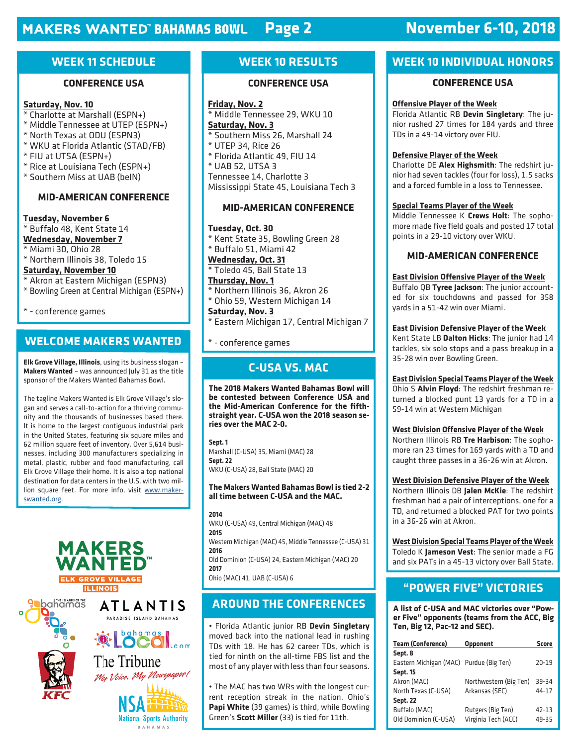## WEEK 11 SCHEDULE

### CONFERENCE USA

**Saturday, Nov. 10**
* Charlotte at Marshall (ESPN+)
* Middle Tennessee at UTEP (ESPN+)
* North Texas at ODU (ESPN3)
* WKU at Florida Atlantic (STAD/FB)
* FIU at UTSA (ESPN+)
* Rice at Louisiana Tech (ESPN+)
* Southern Miss at UAB (beIN)

### MID-AMERICAN CONFERENCE

**Tuesday, November 6**
* Buffalo 48, Kent State 14

**Wednesday, November 7**
* Miami 30, Ohio 28
* Northern Illinois 38, Toledo 15

**Saturday, November 10**
* Akron at Eastern Michigan (ESPN3)
* Bowling Green at Central Michigan (ESPN+)

* - conference games

## WELCOME MAKERS WANTED

**Elk Grove Village, Illinois**, using its business slogan – **Makers Wanted** – was announced July 31 as the title sponsor of the Makers Wanted Bahamas Bowl.

The tagline Makers Wanted is Elk Grove Village's slogan and serves a call-to-action for a thriving community and the thousands of businesses based there. It is home to the largest contiguous industrial park in the United States, featuring six square miles and 62 million square feet of inventory. Over 5,614 businesses, including 300 manufacturers specializing in metal, plastic, rubber and food manufacturing, call Elk Grove Village their home. It is also a top national destination for data centers in the U.S. with two million square feet. For more info, visit www.makerswanted.org.

## WEEK 10 RESULTS

### CONFERENCE USA

**Friday, Nov. 2**
* Middle Tennessee 29, WKU 10

**Saturday, Nov. 3**
* Southern Miss 26, Marshall 24
* UTEP 34, Rice 26
* Florida Atlantic 49, FIU 14
* UAB 52, UTSA 3

Tennessee 14, Charlotte 3
Mississippi State 45, Louisiana Tech 3

### MID-AMERICAN CONFERENCE

**Tuesday, Oct. 30**
* Kent State 35, Bowling Green 28
* Buffalo 51, Miami 42

**Wednesday, Oct. 31**
* Toledo 45, Ball State 13

**Thursday, Nov. 1**
* Northern Illinois 36, Akron 26
* Ohio 59, Western Michigan 14

**Saturday, Nov. 3**
* Eastern Michigan 17, Central Michigan 7

* - conference games

## C-USA VS. MAC

**The 2018 Makers Wanted Bahamas Bowl will be contested between Conference USA and the Mid-American Conference for the fifth-straight year. C-USA won the 2018 season series over the MAC 2-0.**

**Sept. 1**
Marshall (C-USA) 35, Miami (MAC) 28
**Sept. 22**
WKU (C-USA) 28, Ball State (MAC) 20

**The Makers Wanted Bahamas Bowl is tied 2-2 all time between C-USA and the MAC.**

**2014**
WKU (C-USA) 49, Central Michigan (MAC) 48
**2015**
Western Michigan (MAC) 45, Middle Tennessee (C-USA) 31
**2016**
Old Dominion (C-USA) 24, Eastern Michigan (MAC) 20
**2017**
Ohio (MAC) 41, UAB (C-USA) 6

## AROUND THE CONFERENCES

• Florida Atlantic junior RB **Devin Singletary** moved back into the national lead in rushing TDs with 18. He has 62 career TDs, which is tied for ninth on the all-time FBS list and the most of any player with less than four seasons.

• The MAC has two WRs with the longest current reception streak in the nation. Ohio's **Papi White** (39 games) is third, while Bowling Green's **Scott Miller** (33) is tied for 11th.

## WEEK 10 INDIVIDUAL HONORS

### CONFERENCE USA

**Offensive Player of the Week**
Florida Atlantic RB **Devin Singletary**: The junior rushed 27 times for 184 yards and three TDs in a 49-14 victory over FIU.

**Defensive Player of the Week**
Charlotte DE **Alex Highsmith**: The redshirt junior had seven tackles (four for loss), 1.5 sacks and a forced fumble in a loss to Tennessee.

**Special Teams Player of the Week**
Middle Tennessee K **Crews Holt**: The sophomore made five field goals and posted 17 total points in a 29-10 victory over WKU.

### MID-AMERICAN CONFERENCE

**East Division Offensive Player of the Week**
Buffalo QB **Tyree Jackson**: The junior accounted for six touchdowns and passed for 358 yards in a 51-42 win over Miami.

**East Division Defensive Player of the Week**
Kent State LB **Dalton Hicks**: The junior had 14 tackles, six solo stops and a pass breakup in a 35-28 win over Bowling Green.

**East Division Special Teams Player of the Week**
Ohio S **Alvin Floyd**: The redshirt freshman returned a blocked punt 13 yards for a TD in a 59-14 win at Western Michigan

**West Division Offensive Player of the Week**
Northern Illinois RB **Tre Harbison**: The sophomore ran 23 times for 169 yards with a TD and caught three passes in a 36-26 win at Akron.

**West Division Defensive Player of the Week**
Northern Illinois DB **Jalen McKie**: The redshirt freshman had a pair of interceptions, one for a TD, and returned a blocked PAT for two points in a 36-26 win at Akron.

**West Division Special Teams Player of the Week**
Toledo K **Jameson Vest**: The senior made a FG and six PATs in a 45-13 victory over Ball State.

## "POWER FIVE" VICTORIES

**A list of C-USA and MAC victories over "Power Five" opponents (teams from the ACC, Big Ten, Big 12, Pac-12 and SEC).**

| Team (Conference) | Opponent | Score |
|---|---|---|
| **Sept. 8** | | |
| Eastern Michigan (MAC) | Purdue (Big Ten) | 20-19 |
| **Sept. 15** | | |
| Akron (MAC) | Northwestern (Big Ten) | 39-34 |
| North Texas (C-USA) | Arkansas (SEC) | 44-17 |
| **Sept. 22** | | |
| Buffalo (MAC) | Rutgers (Big Ten) | 42-13 |
| Old Dominion (C-USA) | Virginia Tech (ACC) | 49-35 |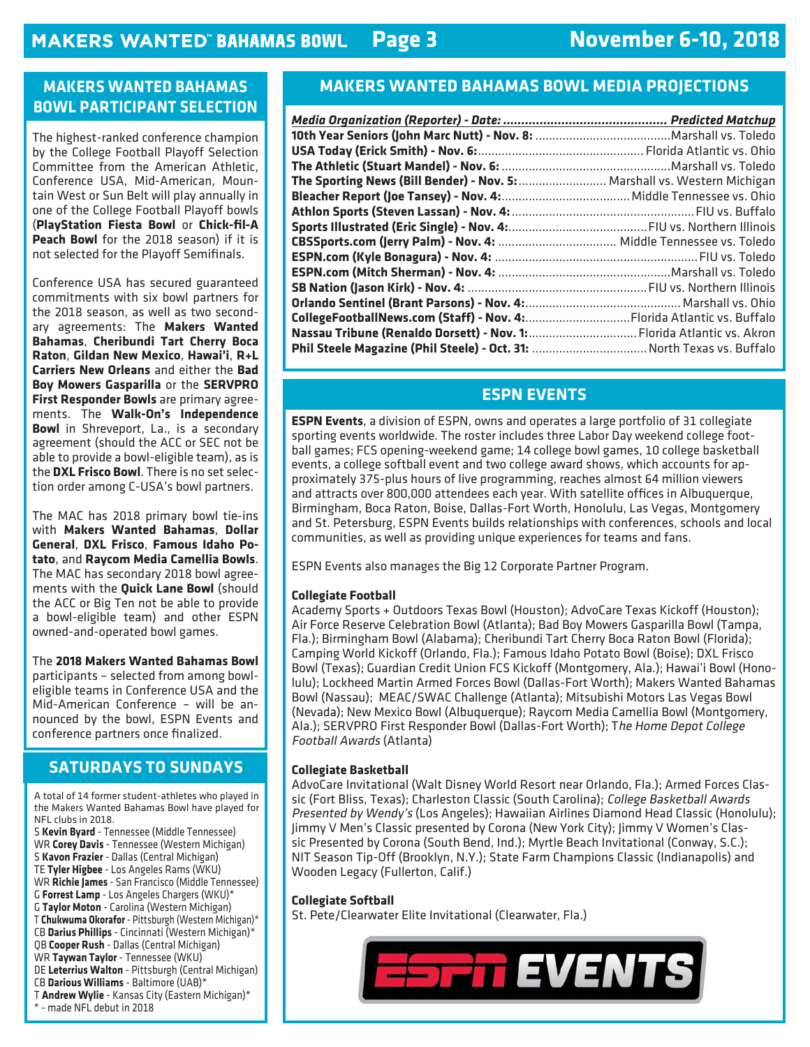## MAKERS WANTED BAHAMAS BOWL PARTICIPANT SELECTION

The highest-ranked conference champion by the College Football Playoff Selection Committee from the American Athletic, Conference USA, Mid-American, Mountain West or Sun Belt will play annually in one of the College Football Playoff bowls (**PlayStation Fiesta Bowl** or **Chick-fil-A Peach Bowl** for the 2018 season) if it is not selected for the Playoff Semifinals.

Conference USA has secured guaranteed commitments with six bowl partners for the 2018 season, as well as two secondary agreements: The **Makers Wanted Bahamas**, **Cheribundi Tart Cherry Boca Raton**, **Gildan New Mexico**, **Hawai'i**, **R+L Carriers New Orleans** and either the **Bad Boy Mowers Gasparilla** or the **SERVPRO First Responder Bowls** are primary agreements. The **Walk-On's Independence Bowl** in Shreveport, La., is a secondary agreement (should the ACC or SEC not be able to provide a bowl-eligible team), as is the **DXL Frisco Bowl**. There is no set selection order among C-USA's bowl partners.

The MAC has 2018 primary bowl tie-ins with **Makers Wanted Bahamas**, **Dollar General**, **DXL Frisco**, **Famous Idaho Potato**, and **Raycom Media Camellia Bowls**. The MAC has secondary 2018 bowl agreements with the **Quick Lane Bowl** (should the ACC or Big Ten not be able to provide a bowl-eligible team) and other ESPN owned-and-operated bowl games.

The **2018 Makers Wanted Bahamas Bowl** participants – selected from among bowl-eligible teams in Conference USA and the Mid-American Conference – will be announced by the bowl, ESPN Events and conference partners once finalized.

## SATURDAYS TO SUNDAYS

A total of 14 former student-athletes who played in the Makers Wanted Bahamas Bowl have played for NFL clubs in 2018.

S **Kevin Byard** - Tennessee (Middle Tennessee)
WR **Corey Davis** - Tennessee (Western Michigan)
S **Kavon Frazier** - Dallas (Central Michigan)
TE **Tyler Higbee** - Los Angeles Rams (WKU)
WR **Richie James** - San Francisco (Middle Tennessee)
G **Forrest Lamp** - Los Angeles Chargers (WKU)*
G **Taylor Moton** - Carolina (Western Michigan)
T **Chukwuma Okorafor** - Pittsburgh (Western Michigan)*
CB **Darius Phillips** - Cincinnati (Western Michigan)*
QB **Cooper Rush** - Dallas (Central Michigan)
WR **Taywan Taylor** - Tennessee (WKU)
DE **Leterrius Walton** - Pittsburgh (Central Michigan)
CB **Darious Williams** - Baltimore (UAB)*
T **Andrew Wylie** - Kansas City (Eastern Michigan)*
* - made NFL debut in 2018

## MAKERS WANTED BAHAMAS BOWL MEDIA PROJECTIONS

| *Media Organization (Reporter) - Date:* | *Predicted Matchup* |
|---|---|
| **10th Year Seniors (John Marc Nutt) - Nov. 8:** | Marshall vs. Toledo |
| **USA Today (Erick Smith) - Nov. 6:** | Florida Atlantic vs. Ohio |
| **The Athletic (Stuart Mandel) - Nov. 6:** | Marshall vs. Toledo |
| **The Sporting News (Bill Bender) - Nov. 5:** | Marshall vs. Western Michigan |
| **Bleacher Report (Joe Tansey) - Nov. 4:** | Middle Tennessee vs. Ohio |
| **Athlon Sports (Steven Lassan) - Nov. 4:** | FIU vs. Buffalo |
| **Sports Illustrated (Eric Single) - Nov. 4:** | FIU vs. Northern Illinois |
| **CBSSports.com (Jerry Palm) - Nov. 4:** | Middle Tennessee vs. Toledo |
| **ESPN.com (Kyle Bonagura) - Nov. 4:** | FIU vs. Toledo |
| **ESPN.com (Mitch Sherman) - Nov. 4:** | Marshall vs. Toledo |
| **SB Nation (Jason Kirk) - Nov. 4:** | FIU vs. Northern Illinois |
| **Orlando Sentinel (Brant Parsons) - Nov. 4:** | Marshall vs. Ohio |
| **CollegeFootballNews.com (Staff) - Nov. 4:** | Florida Atlantic vs. Buffalo |
| **Nassau Tribune (Renaldo Dorsett) - Nov. 1:** | Florida Atlantic vs. Akron |
| **Phil Steele Magazine (Phil Steele) - Oct. 31:** | North Texas vs. Buffalo |

## ESPN EVENTS

**ESPN Events**, a division of ESPN, owns and operates a large portfolio of 31 collegiate sporting events worldwide. The roster includes three Labor Day weekend college football games; FCS opening-weekend game; 14 college bowl games, 10 college basketball events, a college softball event and two college award shows, which accounts for approximately 375-plus hours of live programming, reaches almost 64 million viewers and attracts over 800,000 attendees each year. With satellite offices in Albuquerque, Birmingham, Boca Raton, Boise, Dallas-Fort Worth, Honolulu, Las Vegas, Montgomery and St. Petersburg, ESPN Events builds relationships with conferences, schools and local communities, as well as providing unique experiences for teams and fans.

ESPN Events also manages the Big 12 Corporate Partner Program.

**Collegiate Football**
Academy Sports + Outdoors Texas Bowl (Houston); AdvoCare Texas Kickoff (Houston); Air Force Reserve Celebration Bowl (Atlanta); Bad Boy Mowers Gasparilla Bowl (Tampa, Fla.); Birmingham Bowl (Alabama); Cheribundi Tart Cherry Boca Raton Bowl (Florida); Camping World Kickoff (Orlando, Fla.); Famous Idaho Potato Bowl (Boise); DXL Frisco Bowl (Texas); Guardian Credit Union FCS Kickoff (Montgomery, Ala.); Hawai'i Bowl (Honolulu); Lockheed Martin Armed Forces Bowl (Dallas-Fort Worth); Makers Wanted Bahamas Bowl (Nassau); MEAC/SWAC Challenge (Atlanta); Mitsubishi Motors Las Vegas Bowl (Nevada); New Mexico Bowl (Albuquerque); Raycom Media Camellia Bowl (Montgomery, Ala.); SERVPRO First Responder Bowl (Dallas-Fort Worth); T*he Home Depot College Football Awards* (Atlanta)

**Collegiate Basketball**
AdvoCare Invitational (Walt Disney World Resort near Orlando, Fla.); Armed Forces Classic (Fort Bliss, Texas); Charleston Classic (South Carolina); *College Basketball Awards Presented by Wendy's* (Los Angeles); Hawaiian Airlines Diamond Head Classic (Honolulu); Jimmy V Men's Classic presented by Corona (New York City); Jimmy V Women's Classic Presented by Corona (South Bend, Ind.); Myrtle Beach Invitational (Conway, S.C.); NIT Season Tip-Off (Brooklyn, N.Y.); State Farm Champions Classic (Indianapolis) and Wooden Legacy (Fullerton, Calif.)

**Collegiate Softball**
St. Pete/Clearwater Elite Invitational (Clearwater, Fla.)

ESPN EVENTS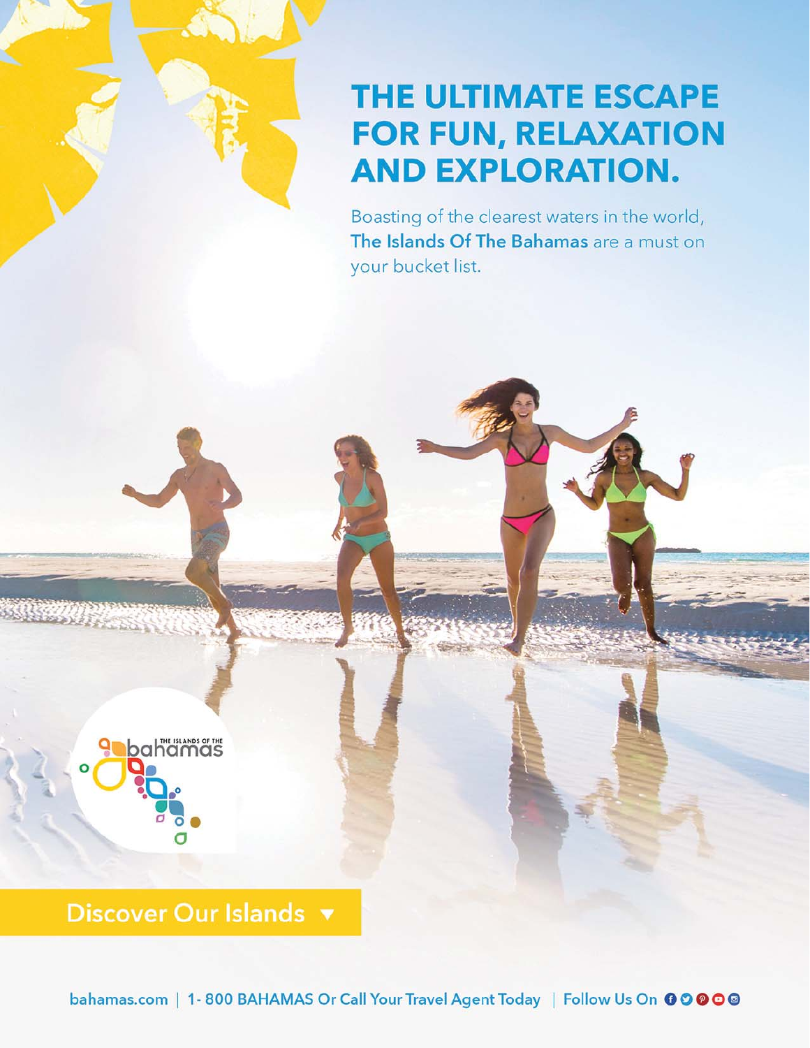# THE ULTIMATE ESCAPE FOR FUN, RELAXATION AND EXPLORATION.

Boasting of the clearest waters in the world, **The Islands Of The Bahamas** are a must on your bucket list.

THE ISLANDS OF THE bahamas

**Discover Our Islands ▼**

bahamas.com | 1- 800 BAHAMAS Or Call Your Travel Agent Today | Follow Us On